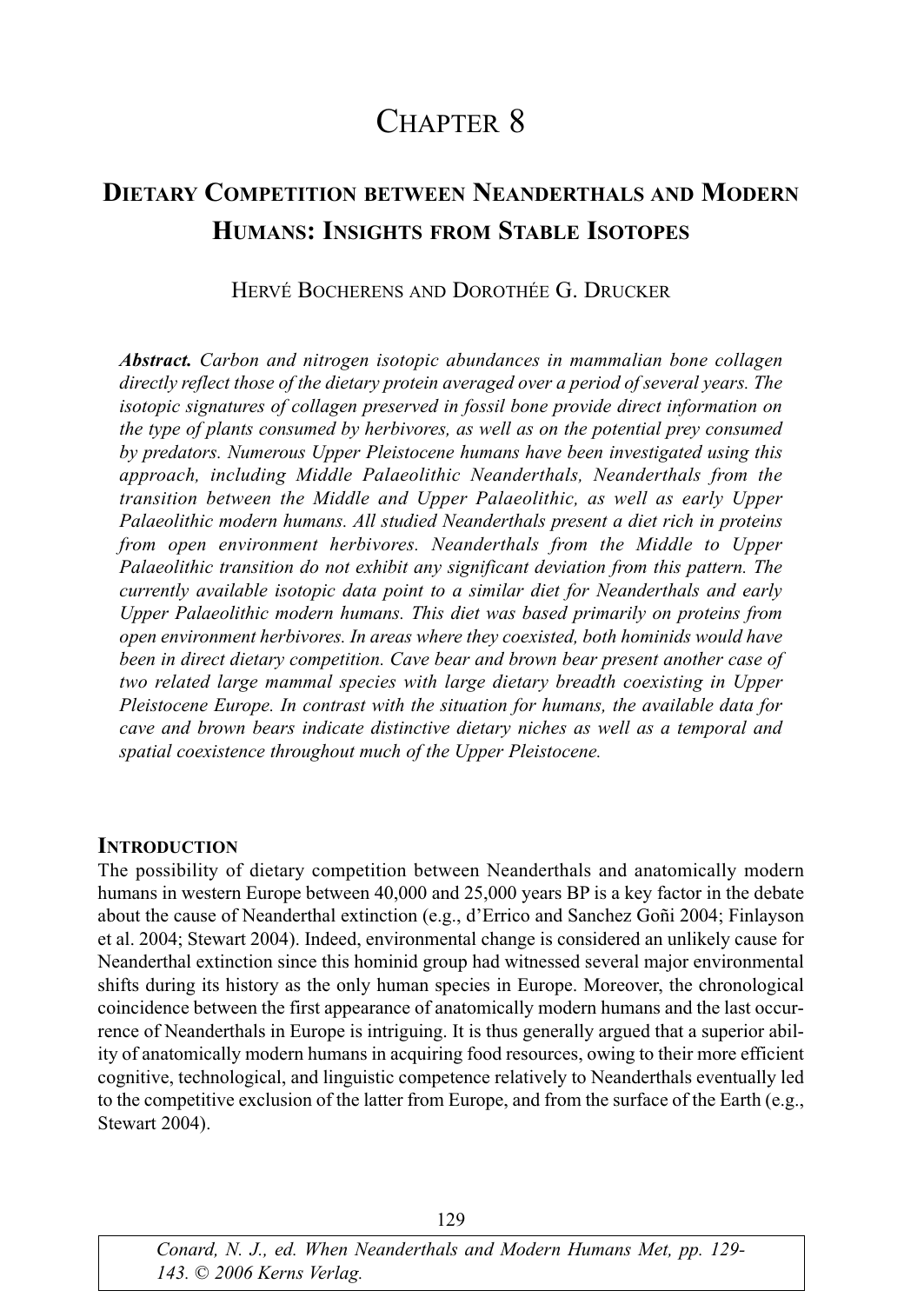# Chapter 8

## Dietary Competition between Neanderthals and Modern Humans: Insights from Stable Isotopes

Hervé Bocherens and Dorothée G. Drucker

***Abstract.*** *Carbon and nitrogen isotopic abundances in mammalian bone collagen directly reflect those of the dietary protein averaged over a period of several years. The isotopic signatures of collagen preserved in fossil bone provide direct information on the type of plants consumed by herbivores, as well as on the potential prey consumed by predators. Numerous Upper Pleistocene humans have been investigated using this approach, including Middle Palaeolithic Neanderthals, Neanderthals from the transition between the Middle and Upper Palaeolithic, as well as early Upper Palaeolithic modern humans. All studied Neanderthals present a diet rich in proteins from open environment herbivores. Neanderthals from the Middle to Upper Palaeolithic transition do not exhibit any significant deviation from this pattern. The currently available isotopic data point to a similar diet for Neanderthals and early Upper Palaeolithic modern humans. This diet was based primarily on proteins from open environment herbivores. In areas where they coexisted, both hominids would have been in direct dietary competition. Cave bear and brown bear present another case of two related large mammal species with large dietary breadth coexisting in Upper Pleistocene Europe. In contrast with the situation for humans, the available data for cave and brown bears indicate distinctive dietary niches as well as a temporal and spatial coexistence throughout much of the Upper Pleistocene.*

### Introduction

The possibility of dietary competition between Neanderthals and anatomically modern humans in western Europe between 40,000 and 25,000 years BP is a key factor in the debate about the cause of Neanderthal extinction (e.g., d'Errico and Sanchez Goñi 2004; Finlayson et al. 2004; Stewart 2004). Indeed, environmental change is considered an unlikely cause for Neanderthal extinction since this hominid group had witnessed several major environmental shifts during its history as the only human species in Europe. Moreover, the chronological coincidence between the first appearance of anatomically modern humans and the last occurrence of Neanderthals in Europe is intriguing. It is thus generally argued that a superior ability of anatomically modern humans in acquiring food resources, owing to their more efficient cognitive, technological, and linguistic competence relatively to Neanderthals eventually led to the competitive exclusion of the latter from Europe, and from the surface of the Earth (e.g., Stewart 2004).

*Conard, N. J., ed. When Neanderthals and Modern Humans Met, pp. 129-143. © 2006 Kerns Verlag.*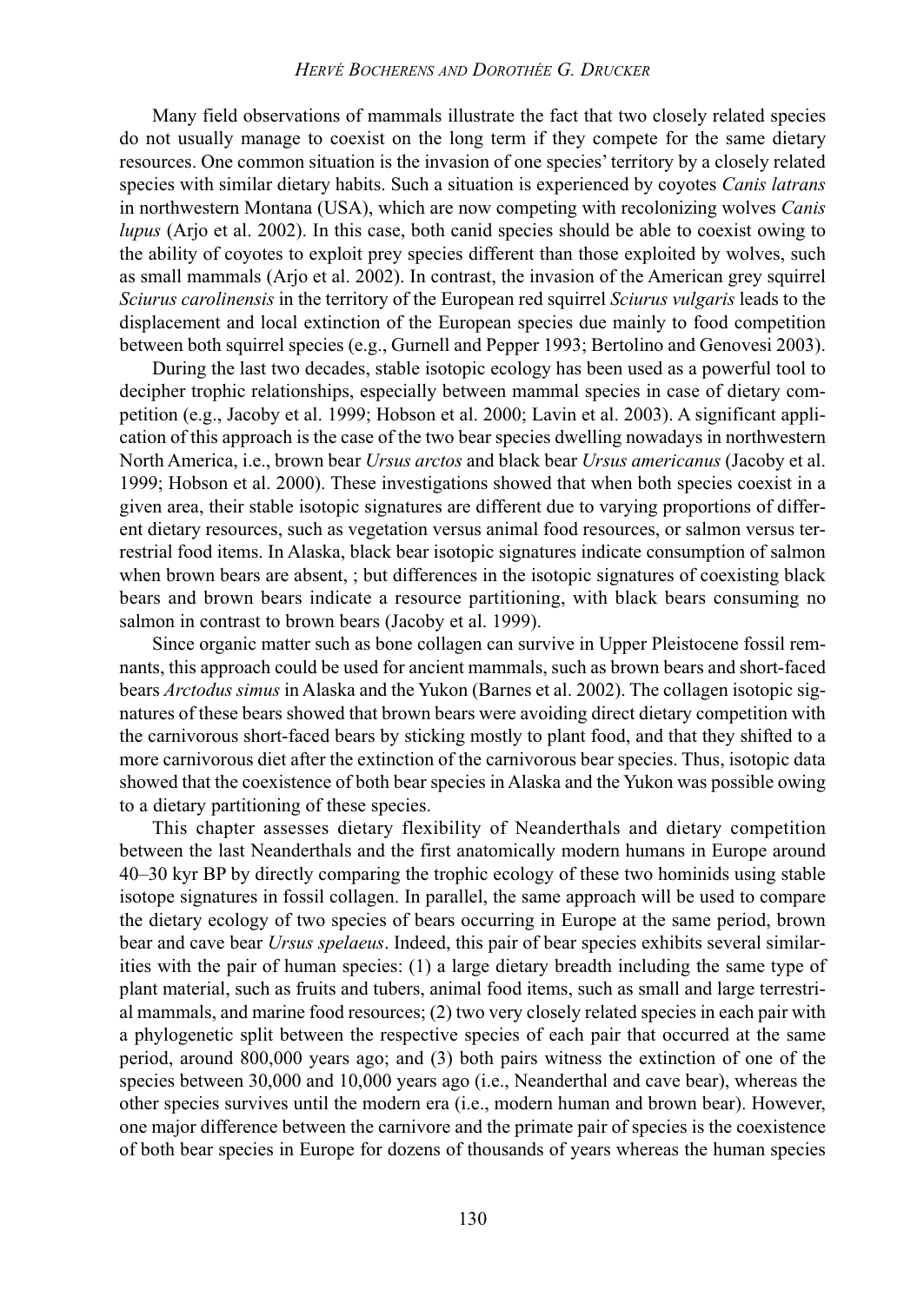Many field observations of mammals illustrate the fact that two closely related species do not usually manage to coexist on the long term if they compete for the same dietary resources. One common situation is the invasion of one species' territory by a closely related species with similar dietary habits. Such a situation is experienced by coyotes *Canis latrans* in northwestern Montana (USA), which are now competing with recolonizing wolves *Canis lupus* (Arjo et al. 2002). In this case, both canid species should be able to coexist owing to the ability of coyotes to exploit prey species different than those exploited by wolves, such as small mammals (Arjo et al. 2002). In contrast, the invasion of the American grey squirrel *Sciurus carolinensis* in the territory of the European red squirrel *Sciurus vulgaris* leads to the displacement and local extinction of the European species due mainly to food competition between both squirrel species (e.g., Gurnell and Pepper 1993; Bertolino and Genovesi 2003).

During the last two decades, stable isotopic ecology has been used as a powerful tool to decipher trophic relationships, especially between mammal species in case of dietary competition (e.g., Jacoby et al. 1999; Hobson et al. 2000; Lavin et al. 2003). A significant application of this approach is the case of the two bear species dwelling nowadays in northwestern North America, i.e., brown bear *Ursus arctos* and black bear *Ursus americanus* (Jacoby et al. 1999; Hobson et al. 2000). These investigations showed that when both species coexist in a given area, their stable isotopic signatures are different due to varying proportions of different dietary resources, such as vegetation versus animal food resources, or salmon versus terrestrial food items. In Alaska, black bear isotopic signatures indicate consumption of salmon when brown bears are absent, ; but differences in the isotopic signatures of coexisting black bears and brown bears indicate a resource partitioning, with black bears consuming no salmon in contrast to brown bears (Jacoby et al. 1999).

Since organic matter such as bone collagen can survive in Upper Pleistocene fossil remnants, this approach could be used for ancient mammals, such as brown bears and short-faced bears *Arctodus simus* in Alaska and the Yukon (Barnes et al. 2002). The collagen isotopic signatures of these bears showed that brown bears were avoiding direct dietary competition with the carnivorous short-faced bears by sticking mostly to plant food, and that they shifted to a more carnivorous diet after the extinction of the carnivorous bear species. Thus, isotopic data showed that the coexistence of both bear species in Alaska and the Yukon was possible owing to a dietary partitioning of these species.

This chapter assesses dietary flexibility of Neanderthals and dietary competition between the last Neanderthals and the first anatomically modern humans in Europe around 40–30 kyr BP by directly comparing the trophic ecology of these two hominids using stable isotope signatures in fossil collagen. In parallel, the same approach will be used to compare the dietary ecology of two species of bears occurring in Europe at the same period, brown bear and cave bear *Ursus spelaeus*. Indeed, this pair of bear species exhibits several similarities with the pair of human species: (1) a large dietary breadth including the same type of plant material, such as fruits and tubers, animal food items, such as small and large terrestrial mammals, and marine food resources; (2) two very closely related species in each pair with a phylogenetic split between the respective species of each pair that occurred at the same period, around 800,000 years ago; and (3) both pairs witness the extinction of one of the species between 30,000 and 10,000 years ago (i.e., Neanderthal and cave bear), whereas the other species survives until the modern era (i.e., modern human and brown bear). However, one major difference between the carnivore and the primate pair of species is the coexistence of both bear species in Europe for dozens of thousands of years whereas the human species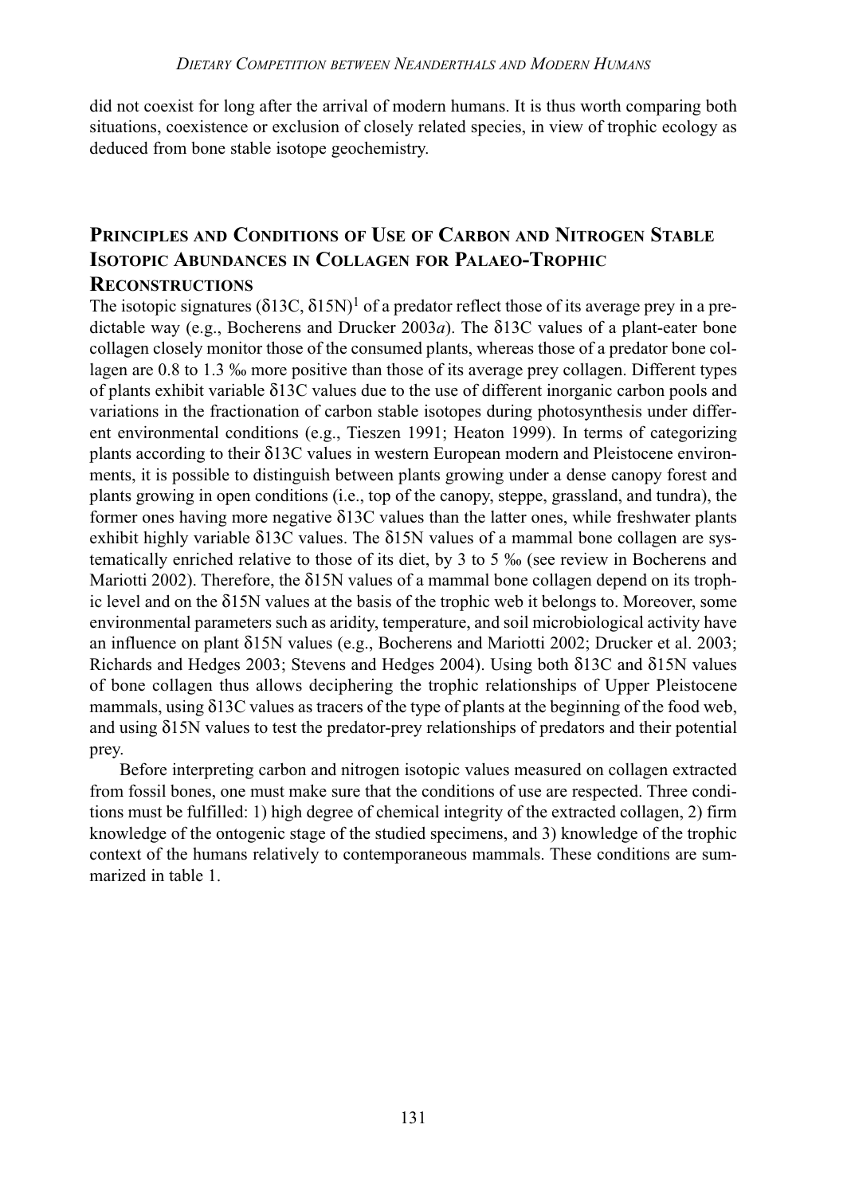did not coexist for long after the arrival of modern humans. It is thus worth comparing both situations, coexistence or exclusion of closely related species, in view of trophic ecology as deduced from bone stable isotope geochemistry.

## Principles and Conditions of Use of Carbon and Nitrogen Stable Isotopic Abundances in Collagen for Palaeo-Trophic Reconstructions

The isotopic signatures ($\delta$13C, $\delta$15N)[1] of a predator reflect those of its average prey in a predictable way (e.g., Bocherens and Drucker 2003*a*). The $\delta$13C values of a plant-eater bone collagen closely monitor those of the consumed plants, whereas those of a predator bone collagen are 0.8 to 1.3 ‰ more positive than those of its average prey collagen. Different types of plants exhibit variable $\delta$13C values due to the use of different inorganic carbon pools and variations in the fractionation of carbon stable isotopes during photosynthesis under different environmental conditions (e.g., Tieszen 1991; Heaton 1999). In terms of categorizing plants according to their $\delta$13C values in western European modern and Pleistocene environments, it is possible to distinguish between plants growing under a dense canopy forest and plants growing in open conditions (i.e., top of the canopy, steppe, grassland, and tundra), the former ones having more negative $\delta$13C values than the latter ones, while freshwater plants exhibit highly variable $\delta$13C values. The $\delta$15N values of a mammal bone collagen are systematically enriched relative to those of its diet, by 3 to 5 ‰ (see review in Bocherens and Mariotti 2002). Therefore, the $\delta$15N values of a mammal bone collagen depend on its trophic level and on the $\delta$15N values at the basis of the trophic web it belongs to. Moreover, some environmental parameters such as aridity, temperature, and soil microbiological activity have an influence on plant $\delta$15N values (e.g., Bocherens and Mariotti 2002; Drucker et al. 2003; Richards and Hedges 2003; Stevens and Hedges 2004). Using both $\delta$13C and $\delta$15N values of bone collagen thus allows deciphering the trophic relationships of Upper Pleistocene mammals, using $\delta$13C values as tracers of the type of plants at the beginning of the food web, and using $\delta$15N values to test the predator-prey relationships of predators and their potential prey.

Before interpreting carbon and nitrogen isotopic values measured on collagen extracted from fossil bones, one must make sure that the conditions of use are respected. Three conditions must be fulfilled: 1) high degree of chemical integrity of the extracted collagen, 2) firm knowledge of the ontogenic stage of the studied specimens, and 3) knowledge of the trophic context of the humans relatively to contemporaneous mammals. These conditions are summarized in table 1.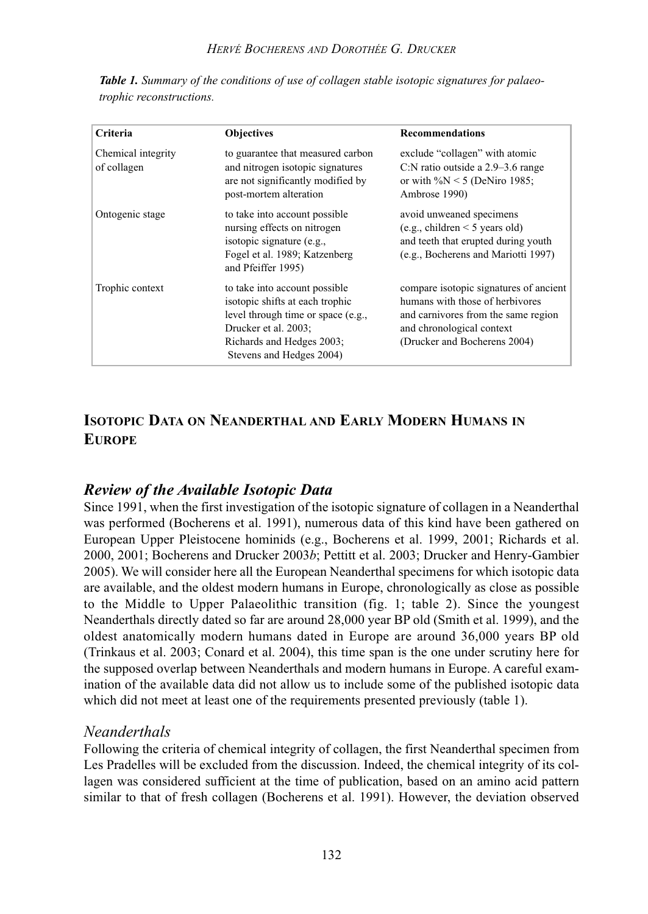*Table 1. Summary of the conditions of use of collagen stable isotopic signatures for palaeotrophic reconstructions.*

| Criteria | Objectives | Recommendations |
|---|---|---|
| Chemical integrity of collagen | to guarantee that measured carbon and nitrogen isotopic signatures are not significantly modified by post-mortem alteration | exclude "collagen" with atomic C:N ratio outside a 2.9–3.6 range or with %N < 5 (DeNiro 1985; Ambrose 1990) |
| Ontogenic stage | to take into account possible nursing effects on nitrogen isotopic signature (e.g., Fogel et al. 1989; Katzenberg and Pfeiffer 1995) | avoid unweaned specimens (e.g., children < 5 years old) and teeth that erupted during youth (e.g., Bocherens and Mariotti 1997) |
| Trophic context | to take into account possible isotopic shifts at each trophic level through time or space (e.g., Drucker et al. 2003; Richards and Hedges 2003; Stevens and Hedges 2004) | compare isotopic signatures of ancient humans with those of herbivores and carnivores from the same region and chronological context (Drucker and Bocherens 2004) |

## Isotopic Data on Neanderthal and Early Modern Humans in Europe

### *Review of the Available Isotopic Data*

Since 1991, when the first investigation of the isotopic signature of collagen in a Neanderthal was performed (Bocherens et al. 1991), numerous data of this kind have been gathered on European Upper Pleistocene hominids (e.g., Bocherens et al. 1999, 2001; Richards et al. 2000, 2001; Bocherens and Drucker 2003*b*; Pettitt et al. 2003; Drucker and Henry-Gambier 2005). We will consider here all the European Neanderthal specimens for which isotopic data are available, and the oldest modern humans in Europe, chronologically as close as possible to the Middle to Upper Palaeolithic transition (fig. 1; table 2). Since the youngest Neanderthals directly dated so far are around 28,000 year BP old (Smith et al. 1999), and the oldest anatomically modern humans dated in Europe are around 36,000 years BP old (Trinkaus et al. 2003; Conard et al. 2004), this time span is the one under scrutiny here for the supposed overlap between Neanderthals and modern humans in Europe. A careful examination of the available data did not allow us to include some of the published isotopic data which did not meet at least one of the requirements presented previously (table 1).

### *Neanderthals*

Following the criteria of chemical integrity of collagen, the first Neanderthal specimen from Les Pradelles will be excluded from the discussion. Indeed, the chemical integrity of its collagen was considered sufficient at the time of publication, based on an amino acid pattern similar to that of fresh collagen (Bocherens et al. 1991). However, the deviation observed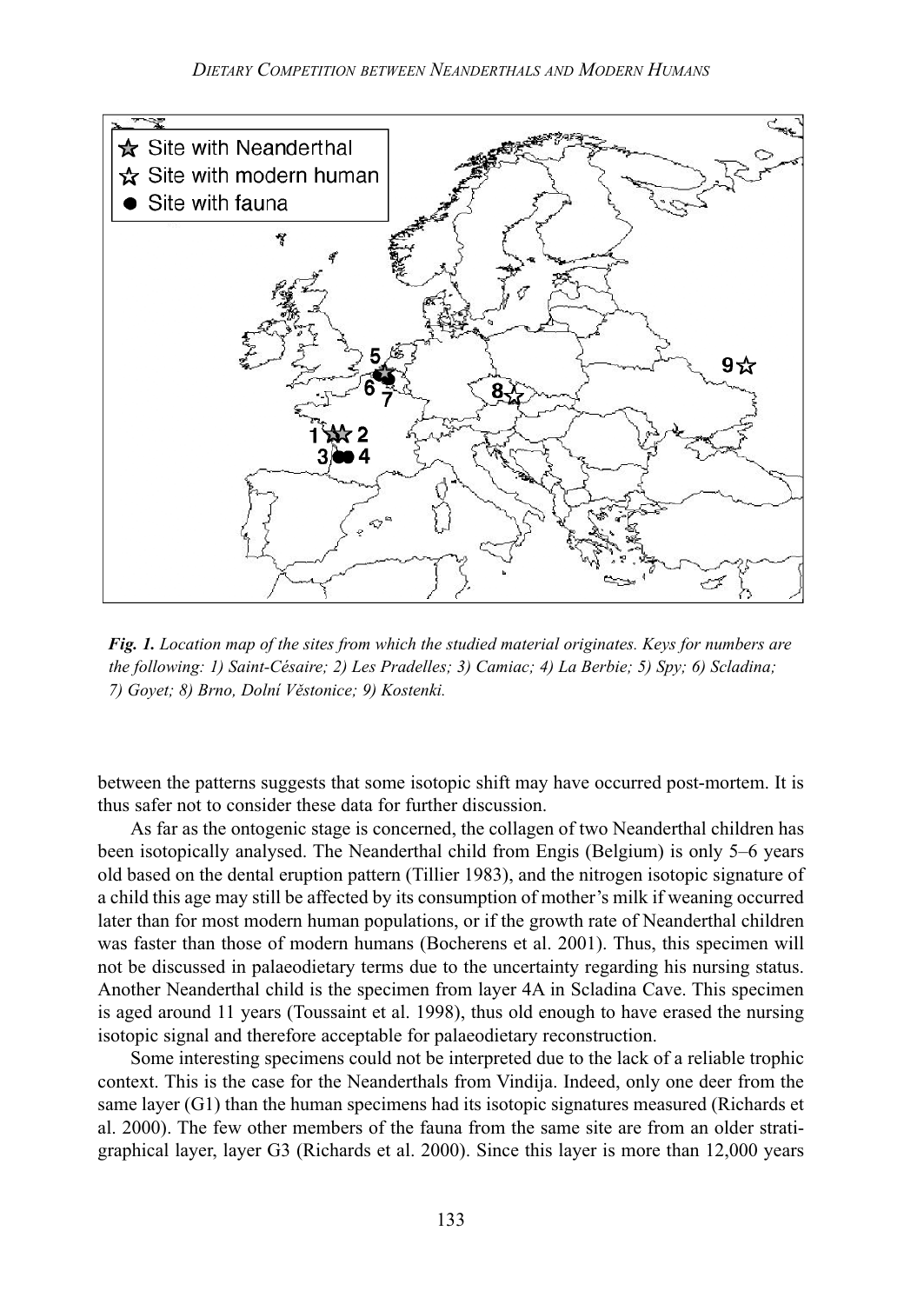Site with Neanderthal
Site with modern human
Site with fauna

1 2
3 4
5
6
7
8
9

*Fig. 1. Location map of the sites from which the studied material originates. Keys for numbers are the following: 1) Saint-Césaire; 2) Les Pradelles; 3) Camiac; 4) La Berbie; 5) Spy; 6) Scladina; 7) Goyet; 8) Brno, Dolní Věstonice; 9) Kostenki.*

between the patterns suggests that some isotopic shift may have occurred post-mortem. It is thus safer not to consider these data for further discussion.

As far as the ontogenic stage is concerned, the collagen of two Neanderthal children has been isotopically analysed. The Neanderthal child from Engis (Belgium) is only 5–6 years old based on the dental eruption pattern (Tillier 1983), and the nitrogen isotopic signature of a child this age may still be affected by its consumption of mother's milk if weaning occurred later than for most modern human populations, or if the growth rate of Neanderthal children was faster than those of modern humans (Bocherens et al. 2001). Thus, this specimen will not be discussed in palaeodietary terms due to the uncertainty regarding his nursing status. Another Neanderthal child is the specimen from layer 4A in Scladina Cave. This specimen is aged around 11 years (Toussaint et al. 1998), thus old enough to have erased the nursing isotopic signal and therefore acceptable for palaeodietary reconstruction.

Some interesting specimens could not be interpreted due to the lack of a reliable trophic context. This is the case for the Neanderthals from Vindija. Indeed, only one deer from the same layer (G1) than the human specimens had its isotopic signatures measured (Richards et al. 2000). The few other members of the fauna from the same site are from an older stratigraphical layer, layer G3 (Richards et al. 2000). Since this layer is more than 12,000 years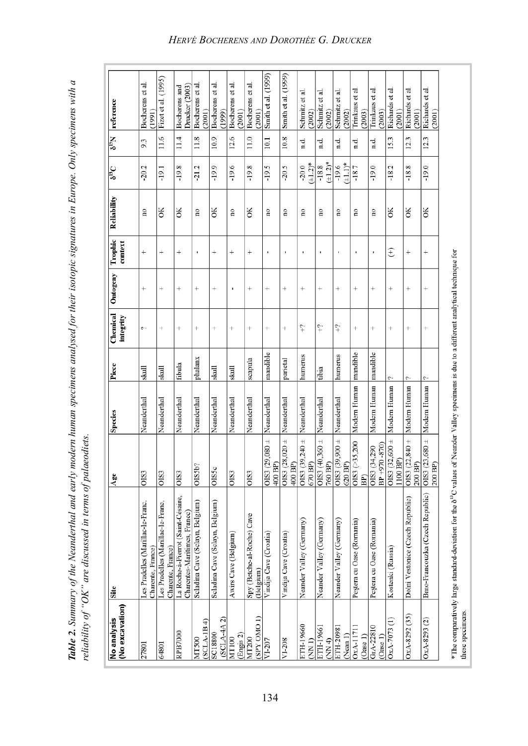***Table 2.** Summary of the Neanderthal and early modern human specimens analysed for their isotopic signatures in Europe. Only specimens with a reliability of "OK" are discussed in terms of palaeodiets.*

| No analysis (No excavation) | Site | Age | Species | Piece | Chemical integrity | Ontogeny | Trophic context | Reliability | $\delta^{13}C$ | $\delta^{15}N$ | reference |
|---|---|---|---|---|---|---|---|---|---|---|---|
| 27801 | Les Pradelles (Marillac-le-Franc, Charente, France) | OIS3 | Neanderthal | skull | ? | + | + | no | -20.2 | 9.3 | Bocherens et al. (1991) |
| 64801 | Les Pradelles (Marillac-le-Franc, Charente, France) | OIS3 | Neanderthal | skull | + | + | + | OK | -19.1 | 11.6 | Fizet et al. (1995) |
| RPB7000 | La Roche-à-Pierrot (Saint-Césaire, Charentes-Maritimes, France) | OIS3 | Neanderthal | fibula | + | + | + | OK | -19.8 | 11.4 | Bocherens and Drucker (2003) |
| MT500 (SCLA-1B 4) | Scladina Cave (Sclayn, Belgium) | OIS5b? | Neanderthal | phalanx | + | + | - | no | -21.2 | 11.8 | Bocherens et al. (2001) |
| SC18800 (SCLA-4A 2) | Scladina Cave (Sclayn, Belgium) | OIS5c | Neanderthal | skull | + | + | + | OK | -19.9 | 10.9 | Bocherens et al. (1999) |
| MT100 (Engis 2) | Awirs Cave (Belgium) | OIS3 | Neanderthal | skull | + | - | + | no | -19.6 | 12.6 | Bocherens et al. (2001) |
| MT200 (SPY OMO 1) | Spy (Betche-al-Roche) Cave (Belgium) | OIS3 | Neanderthal | scapula | + | + | + | OK | -19.8 | 11.0 | Bocherens et al. (2001) |
| VI-207 | Vindija Cave (Croatia) | OIS3 (29,080 ± 400 BP) | Neanderthal | mandible | + | + | - | no | -19.5 | 10.1 | Smith et al. (1999) |
| VI-208 | Vindija Cave (Croatia) | OIS3 (28,020 ± 400 BP) | Neanderthal | parietal | + | + | - | no | -20.5 | 10.8 | Smith et al. (1999) |
| ETH-19660 (NN 1) | Neander Valley (Germany) | OIS3 (39,240 ± 670 BP) | Neanderthal | humerus | +? | + | - | no | -20.0 (±1.2)* | n.d. | Schmitz et al. (2002) |
| ETH-19661 (NN 4) | Neander Valley (Germany) | OIS3 (40,360 ± 760 BP) | Neanderthal | tibia | +? | + | - | no | -18.8 (±1.2)* | n.d. | Schmitz et al. (2002) |
| ETH-20981 (Nean 1) | Neander Valley (Germany) | OIS3 (39,900 ± 620 BP) | Neanderthal | humerus | +? | + | - | no | -19.6 (±1.1)* | n.d. | Schmitz et al. (2002) |
| OxA-11711 (Oase 1) | Peştera cu Oase (Romania) | OIS3 (>35,200 BP) | Modern Human | mandible | + | + | - | no | -18.7 | n.d. | Trinkaus et al. (2003) |
| GrA-22810 (Oase 1) | Peştera cu Oase (Romania) | OIS3 (34,290 BP +970 -870) | Modern Human | mandible | + | + | - | no | -19.0 | n.d. | Trinkaus et al. (2003) |
| OxA-7073 (1) | Kostenki (Russia) | OIS3 (32,600 ± 1100 BP) | Modern Human | ? | + | + | (+) | OK | -18.2 | 15.3 | Richards et al. (2001) |
| OxA-8292 (35) | Dolni Vestonice (Czech Republic) | OIS3 (22,840 ± 200 BP) | Modern Human | ? | + | + | + | OK | -18.8 | 12.3 | Richards et al. (2001) |
| OxA-8293 (2) | Brno-Francouzka (Czech Republic) | OIS3 (23,680 ± 200 BP) | Modern Human | ? | + | + | + | OK | -19.0 | 12.3 | Richards et al. (2001) |

\* The comparatively large standard-deviation for the $\delta^{13}C$ values of Neander Valley specimens is due to a different analytical technique for these specimens.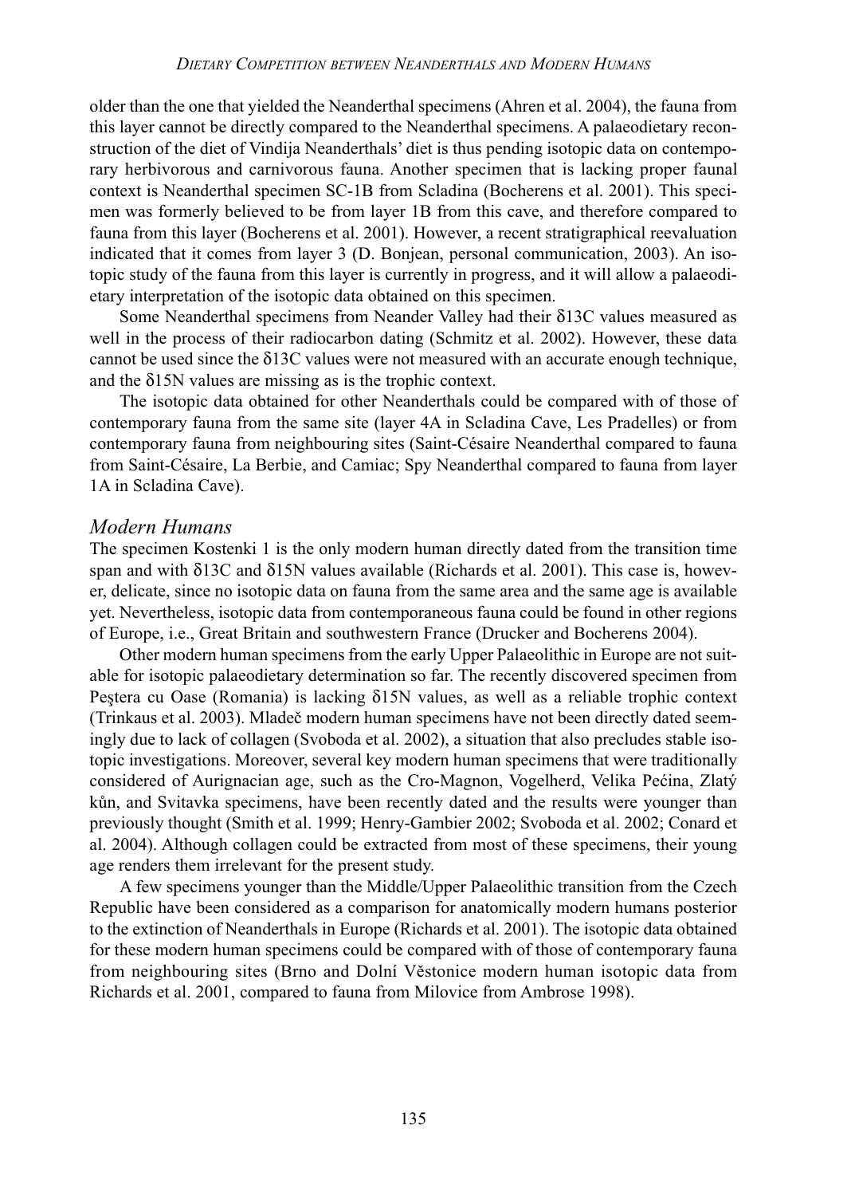older than the one that yielded the Neanderthal specimens (Ahren et al. 2004), the fauna from this layer cannot be directly compared to the Neanderthal specimens. A palaeodietary reconstruction of the diet of Vindija Neanderthals' diet is thus pending isotopic data on contemporary herbivorous and carnivorous fauna. Another specimen that is lacking proper faunal context is Neanderthal specimen SC-1B from Scladina (Bocherens et al. 2001). This specimen was formerly believed to be from layer 1B from this cave, and therefore compared to fauna from this layer (Bocherens et al. 2001). However, a recent stratigraphical reevaluation indicated that it comes from layer 3 (D. Bonjean, personal communication, 2003). An isotopic study of the fauna from this layer is currently in progress, and it will allow a palaeodietary interpretation of the isotopic data obtained on this specimen.

Some Neanderthal specimens from Neander Valley had their δ13C values measured as well in the process of their radiocarbon dating (Schmitz et al. 2002). However, these data cannot be used since the δ13C values were not measured with an accurate enough technique, and the δ15N values are missing as is the trophic context.

The isotopic data obtained for other Neanderthals could be compared with of those of contemporary fauna from the same site (layer 4A in Scladina Cave, Les Pradelles) or from contemporary fauna from neighbouring sites (Saint-Césaire Neanderthal compared to fauna from Saint-Césaire, La Berbie, and Camiac; Spy Neanderthal compared to fauna from layer 1A in Scladina Cave).

## *Modern Humans*

The specimen Kostenki 1 is the only modern human directly dated from the transition time span and with δ13C and δ15N values available (Richards et al. 2001). This case is, however, delicate, since no isotopic data on fauna from the same area and the same age is available yet. Nevertheless, isotopic data from contemporaneous fauna could be found in other regions of Europe, i.e., Great Britain and southwestern France (Drucker and Bocherens 2004).

Other modern human specimens from the early Upper Palaeolithic in Europe are not suitable for isotopic palaeodietary determination so far. The recently discovered specimen from Peştera cu Oase (Romania) is lacking δ15N values, as well as a reliable trophic context (Trinkaus et al. 2003). Mladeč modern human specimens have not been directly dated seemingly due to lack of collagen (Svoboda et al. 2002), a situation that also precludes stable isotopic investigations. Moreover, several key modern human specimens that were traditionally considered of Aurignacian age, such as the Cro-Magnon, Vogelherd, Velika Pećina, Zlatý kůn, and Svitavka specimens, have been recently dated and the results were younger than previously thought (Smith et al. 1999; Henry-Gambier 2002; Svoboda et al. 2002; Conard et al. 2004). Although collagen could be extracted from most of these specimens, their young age renders them irrelevant for the present study.

A few specimens younger than the Middle/Upper Palaeolithic transition from the Czech Republic have been considered as a comparison for anatomically modern humans posterior to the extinction of Neanderthals in Europe (Richards et al. 2001). The isotopic data obtained for these modern human specimens could be compared with of those of contemporary fauna from neighbouring sites (Brno and Dolní Věstonice modern human isotopic data from Richards et al. 2001, compared to fauna from Milovice from Ambrose 1998).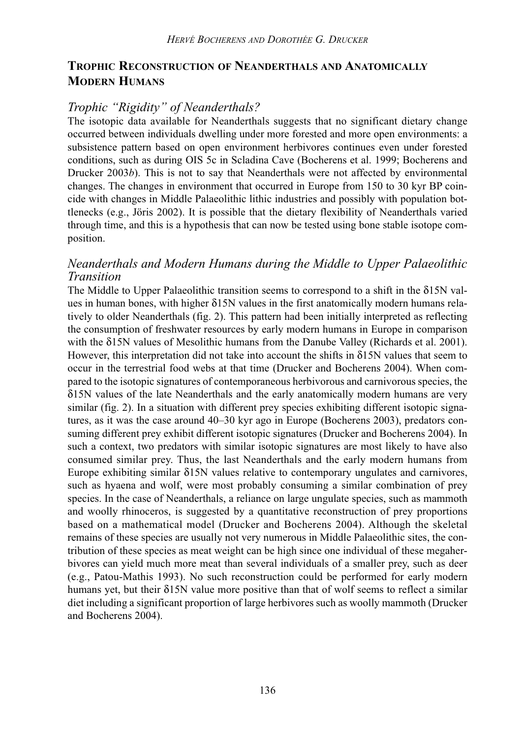## Trophic Reconstruction of Neanderthals and Anatomically Modern Humans

### *Trophic "Rigidity" of Neanderthals?*

The isotopic data available for Neanderthals suggests that no significant dietary change occurred between individuals dwelling under more forested and more open environments: a subsistence pattern based on open environment herbivores continues even under forested conditions, such as during OIS 5c in Scladina Cave (Bocherens et al. 1999; Bocherens and Drucker 2003*b*). This is not to say that Neanderthals were not affected by environmental changes. The changes in environment that occurred in Europe from 150 to 30 kyr BP coincide with changes in Middle Palaeolithic lithic industries and possibly with population bottlenecks (e.g., Jöris 2002). It is possible that the dietary flexibility of Neanderthals varied through time, and this is a hypothesis that can now be tested using bone stable isotope composition.

### *Neanderthals and Modern Humans during the Middle to Upper Palaeolithic Transition*

The Middle to Upper Palaeolithic transition seems to correspond to a shift in the δ15N values in human bones, with higher δ15N values in the first anatomically modern humans relatively to older Neanderthals (fig. 2). This pattern had been initially interpreted as reflecting the consumption of freshwater resources by early modern humans in Europe in comparison with the δ15N values of Mesolithic humans from the Danube Valley (Richards et al. 2001). However, this interpretation did not take into account the shifts in δ15N values that seem to occur in the terrestrial food webs at that time (Drucker and Bocherens 2004). When compared to the isotopic signatures of contemporaneous herbivorous and carnivorous species, the δ15N values of the late Neanderthals and the early anatomically modern humans are very similar (fig. 2). In a situation with different prey species exhibiting different isotopic signatures, as it was the case around 40–30 kyr ago in Europe (Bocherens 2003), predators consuming different prey exhibit different isotopic signatures (Drucker and Bocherens 2004). In such a context, two predators with similar isotopic signatures are most likely to have also consumed similar prey. Thus, the last Neanderthals and the early modern humans from Europe exhibiting similar δ15N values relative to contemporary ungulates and carnivores, such as hyaena and wolf, were most probably consuming a similar combination of prey species. In the case of Neanderthals, a reliance on large ungulate species, such as mammoth and woolly rhinoceros, is suggested by a quantitative reconstruction of prey proportions based on a mathematical model (Drucker and Bocherens 2004). Although the skeletal remains of these species are usually not very numerous in Middle Palaeolithic sites, the contribution of these species as meat weight can be high since one individual of these megaherbivores can yield much more meat than several individuals of a smaller prey, such as deer (e.g., Patou-Mathis 1993). No such reconstruction could be performed for early modern humans yet, but their δ15N value more positive than that of wolf seems to reflect a similar diet including a significant proportion of large herbivores such as woolly mammoth (Drucker and Bocherens 2004).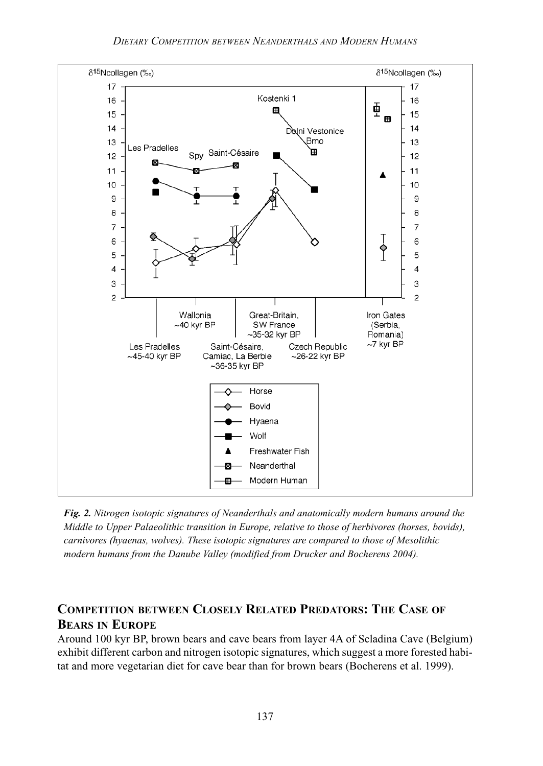δ15Ncollagen (‰)

17
16
15
14
13
12
11
10
9
8
7
6
5
4
3
2

Les Pradelles

Spy

Saint-Césaire

Kostenki 1

Dolni Vestonice
Brno

Les Pradelles
~45-40 kyr BP

Wallonia
~40 kyr BP

Saint-Césaire,
Camiac, La Berbie
~36-35 kyr BP

Great-Britain,
SW France
~35-32 kyr BP

Czech Republic
~26-22 kyr BP

Iron Gates
(Serbia,
Romania)
~7 kyr BP

Horse
Bovid
Hyaena
Wolf
Freshwater Fish
Neanderthal
Modern Human

***Fig. 2.*** *Nitrogen isotopic signatures of Neanderthals and anatomically modern humans around the Middle to Upper Palaeolithic transition in Europe, relative to those of herbivores (horses, bovids), carnivores (hyaenas, wolves). These isotopic signatures are compared to those of Mesolithic modern humans from the Danube Valley (modified from Drucker and Bocherens 2004).*

## Competition between Closely Related Predators: The Case of Bears in Europe

Around 100 kyr BP, brown bears and cave bears from layer 4A of Scladina Cave (Belgium) exhibit different carbon and nitrogen isotopic signatures, which suggest a more forested habitat and more vegetarian diet for cave bear than for brown bears (Bocherens et al. 1999).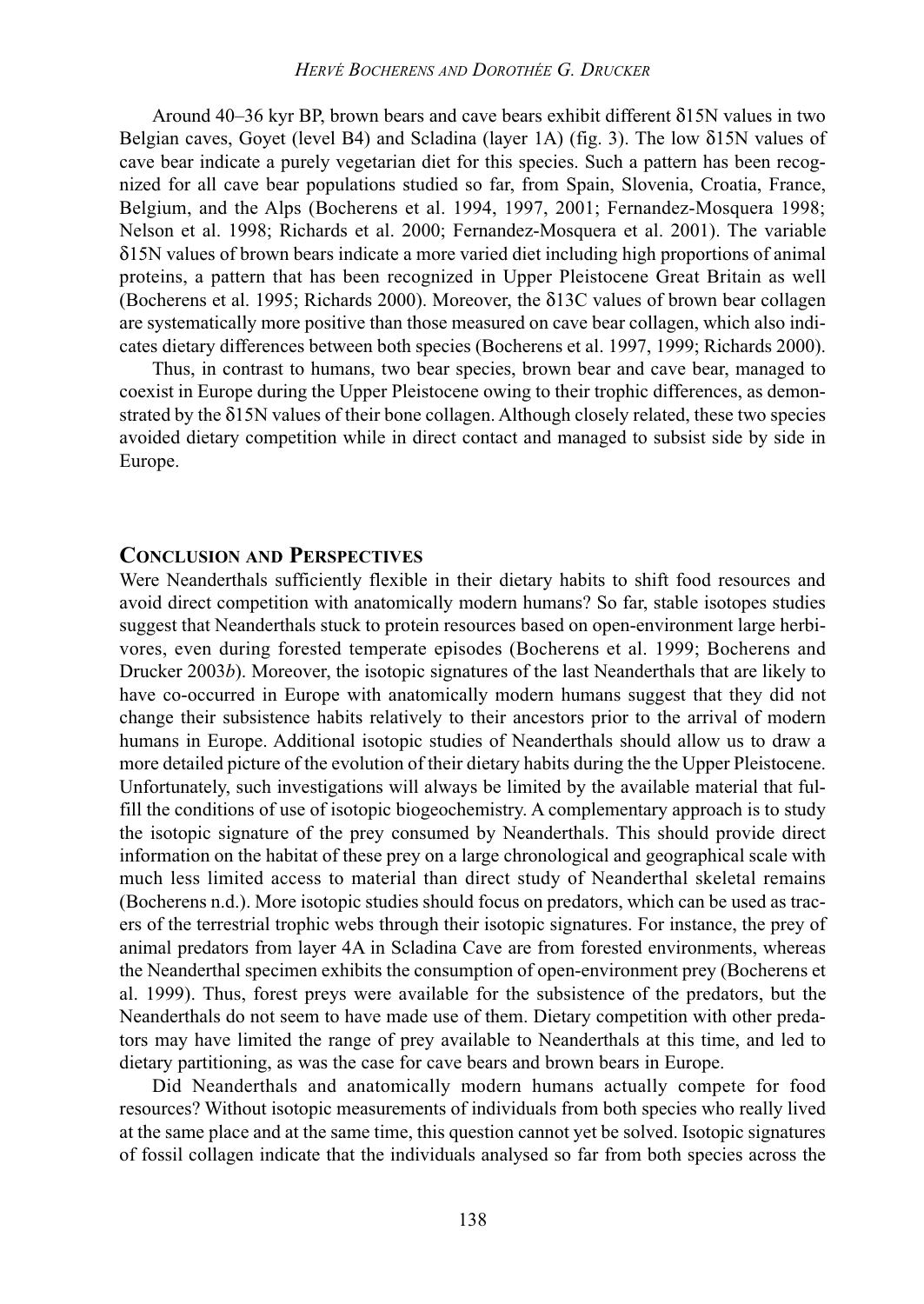Around 40–36 kyr BP, brown bears and cave bears exhibit different δ15N values in two Belgian caves, Goyet (level B4) and Scladina (layer 1A) (fig. 3). The low δ15N values of cave bear indicate a purely vegetarian diet for this species. Such a pattern has been recognized for all cave bear populations studied so far, from Spain, Slovenia, Croatia, France, Belgium, and the Alps (Bocherens et al. 1994, 1997, 2001; Fernandez-Mosquera 1998; Nelson et al. 1998; Richards et al. 2000; Fernandez-Mosquera et al. 2001). The variable δ15N values of brown bears indicate a more varied diet including high proportions of animal proteins, a pattern that has been recognized in Upper Pleistocene Great Britain as well (Bocherens et al. 1995; Richards 2000). Moreover, the δ13C values of brown bear collagen are systematically more positive than those measured on cave bear collagen, which also indicates dietary differences between both species (Bocherens et al. 1997, 1999; Richards 2000).

Thus, in contrast to humans, two bear species, brown bear and cave bear, managed to coexist in Europe during the Upper Pleistocene owing to their trophic differences, as demonstrated by the δ15N values of their bone collagen. Although closely related, these two species avoided dietary competition while in direct contact and managed to subsist side by side in Europe.

## Conclusion and Perspectives

Were Neanderthals sufficiently flexible in their dietary habits to shift food resources and avoid direct competition with anatomically modern humans? So far, stable isotopes studies suggest that Neanderthals stuck to protein resources based on open-environment large herbivores, even during forested temperate episodes (Bocherens et al. 1999; Bocherens and Drucker 2003*b*). Moreover, the isotopic signatures of the last Neanderthals that are likely to have co-occurred in Europe with anatomically modern humans suggest that they did not change their subsistence habits relatively to their ancestors prior to the arrival of modern humans in Europe. Additional isotopic studies of Neanderthals should allow us to draw a more detailed picture of the evolution of their dietary habits during the the Upper Pleistocene. Unfortunately, such investigations will always be limited by the available material that fulfill the conditions of use of isotopic biogeochemistry. A complementary approach is to study the isotopic signature of the prey consumed by Neanderthals. This should provide direct information on the habitat of these prey on a large chronological and geographical scale with much less limited access to material than direct study of Neanderthal skeletal remains (Bocherens n.d.). More isotopic studies should focus on predators, which can be used as tracers of the terrestrial trophic webs through their isotopic signatures. For instance, the prey of animal predators from layer 4A in Scladina Cave are from forested environments, whereas the Neanderthal specimen exhibits the consumption of open-environment prey (Bocherens et al. 1999). Thus, forest preys were available for the subsistence of the predators, but the Neanderthals do not seem to have made use of them. Dietary competition with other predators may have limited the range of prey available to Neanderthals at this time, and led to dietary partitioning, as was the case for cave bears and brown bears in Europe.

Did Neanderthals and anatomically modern humans actually compete for food resources? Without isotopic measurements of individuals from both species who really lived at the same place and at the same time, this question cannot yet be solved. Isotopic signatures of fossil collagen indicate that the individuals analysed so far from both species across the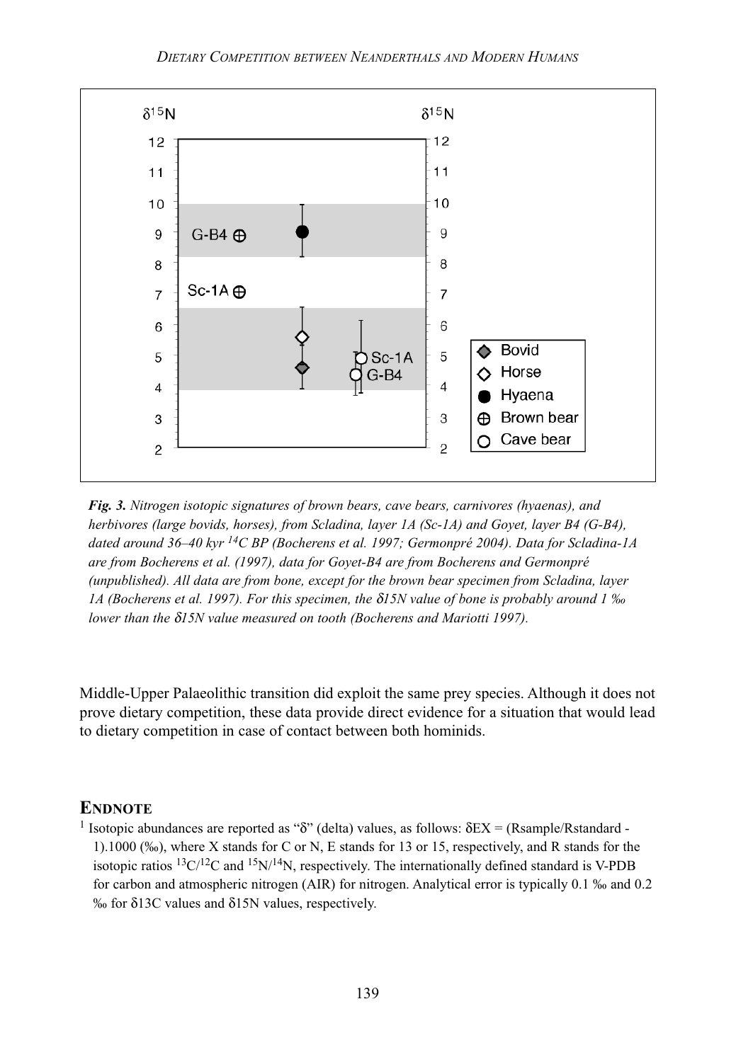δ15N

12
11
10
9
8
7
6
5
4
3
2

δ15N

12
11
10
9
8
7
6
5
4
3
2

G-B4

Sc-1A

Sc-1A

G-B4

Bovid
Horse
Hyaena
Brown bear
Cave bear

***Fig. 3.*** *Nitrogen isotopic signatures of brown bears, cave bears, carnivores (hyaenas), and herbivores (large bovids, horses), from Scladina, layer 1A (Sc-1A) and Goyet, layer B4 (G-B4), dated around 36–40 kyr $^{14}C$ BP (Bocherens et al. 1997; Germonpré 2004). Data for Scladina-1A are from Bocherens et al. (1997), data for Goyet-B4 are from Bocherens and Germonpré (unpublished). All data are from bone, except for the brown bear specimen from Scladina, layer 1A (Bocherens et al. 1997). For this specimen, the $\delta 15N$ value of bone is probably around 1 ‰ lower than the $\delta 15N$ value measured on tooth (Bocherens and Mariotti 1997).*

Middle-Upper Palaeolithic transition did exploit the same prey species. Although it does not prove dietary competition, these data provide direct evidence for a situation that would lead to dietary competition in case of contact between both hominids.

## Endnote

[1] Isotopic abundances are reported as "δ" (delta) values, as follows: $\delta EX = (Rsample/Rstandard - 1).1000$ (‰), where X stands for C or N, E stands for 13 or 15, respectively, and R stands for the isotopic ratios $^{13}C/^{12}C$ and $^{15}N/^{14}N$, respectively. The internationally defined standard is V-PDB for carbon and atmospheric nitrogen (AIR) for nitrogen. Analytical error is typically 0.1 ‰ and 0.2 ‰ for $\delta 13C$ values and $\delta 15N$ values, respectively.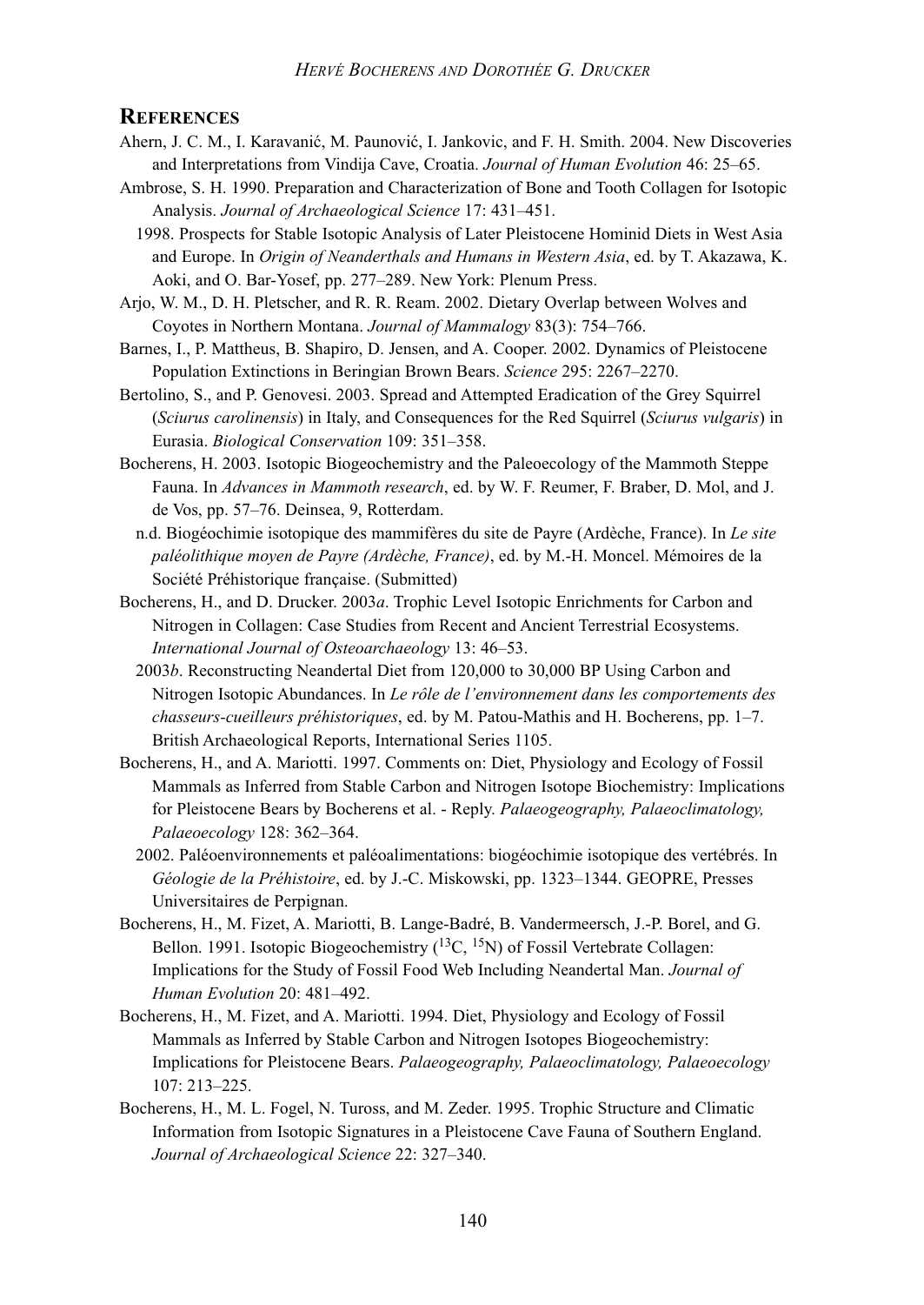## References

Ahern, J. C. M., I. Karavanić, M. Paunović, I. Jankovic, and F. H. Smith. 2004. New Discoveries and Interpretations from Vindija Cave, Croatia. *Journal of Human Evolution* 46: 25–65.

Ambrose, S. H. 1990. Preparation and Characterization of Bone and Tooth Collagen for Isotopic Analysis. *Journal of Archaeological Science* 17: 431–451.

1998. Prospects for Stable Isotopic Analysis of Later Pleistocene Hominid Diets in West Asia and Europe. In *Origin of Neanderthals and Humans in Western Asia*, ed. by T. Akazawa, K. Aoki, and O. Bar-Yosef, pp. 277–289. New York: Plenum Press.

Arjo, W. M., D. H. Pletscher, and R. R. Ream. 2002. Dietary Overlap between Wolves and Coyotes in Northern Montana. *Journal of Mammalogy* 83(3): 754–766.

Barnes, I., P. Mattheus, B. Shapiro, D. Jensen, and A. Cooper. 2002. Dynamics of Pleistocene Population Extinctions in Beringian Brown Bears. *Science* 295: 2267–2270.

Bertolino, S., and P. Genovesi. 2003. Spread and Attempted Eradication of the Grey Squirrel (*Sciurus carolinensis*) in Italy, and Consequences for the Red Squirrel (*Sciurus vulgaris*) in Eurasia. *Biological Conservation* 109: 351–358.

Bocherens, H. 2003. Isotopic Biogeochemistry and the Paleoecology of the Mammoth Steppe Fauna. In *Advances in Mammoth research*, ed. by W. F. Reumer, F. Braber, D. Mol, and J. de Vos, pp. 57–76. Deinsea, 9, Rotterdam.

n.d. Biogéochimie isotopique des mammifères du site de Payre (Ardèche, France). In *Le site paléolithique moyen de Payre (Ardèche, France)*, ed. by M.-H. Moncel. Mémoires de la Société Préhistorique française. (Submitted)

Bocherens, H., and D. Drucker. 2003*a*. Trophic Level Isotopic Enrichments for Carbon and Nitrogen in Collagen: Case Studies from Recent and Ancient Terrestrial Ecosystems. *International Journal of Osteoarchaeology* 13: 46–53.

2003*b*. Reconstructing Neandertal Diet from 120,000 to 30,000 BP Using Carbon and Nitrogen Isotopic Abundances. In *Le rôle de l'environnement dans les comportements des chasseurs-cueilleurs préhistoriques*, ed. by M. Patou-Mathis and H. Bocherens, pp. 1–7. British Archaeological Reports, International Series 1105.

Bocherens, H., and A. Mariotti. 1997. Comments on: Diet, Physiology and Ecology of Fossil Mammals as Inferred from Stable Carbon and Nitrogen Isotope Biochemistry: Implications for Pleistocene Bears by Bocherens et al. - Reply. *Palaeogeography, Palaeoclimatology, Palaeoecology* 128: 362–364.

2002. Paléoenvironnements et paléoalimentations: biogéochimie isotopique des vertébrés. In *Géologie de la Préhistoire*, ed. by J.-C. Miskowski, pp. 1323–1344. GEOPRE, Presses Universitaires de Perpignan.

Bocherens, H., M. Fizet, A. Mariotti, B. Lange-Badré, B. Vandermeersch, J.-P. Borel, and G. Bellon. 1991. Isotopic Biogeochemistry ($^{13}C$, $^{15}N$) of Fossil Vertebrate Collagen: Implications for the Study of Fossil Food Web Including Neandertal Man. *Journal of Human Evolution* 20: 481–492.

Bocherens, H., M. Fizet, and A. Mariotti. 1994. Diet, Physiology and Ecology of Fossil Mammals as Inferred by Stable Carbon and Nitrogen Isotopes Biogeochemistry: Implications for Pleistocene Bears. *Palaeogeography, Palaeoclimatology, Palaeoecology* 107: 213–225.

Bocherens, H., M. L. Fogel, N. Tuross, and M. Zeder. 1995. Trophic Structure and Climatic Information from Isotopic Signatures in a Pleistocene Cave Fauna of Southern England. *Journal of Archaeological Science* 22: 327–340.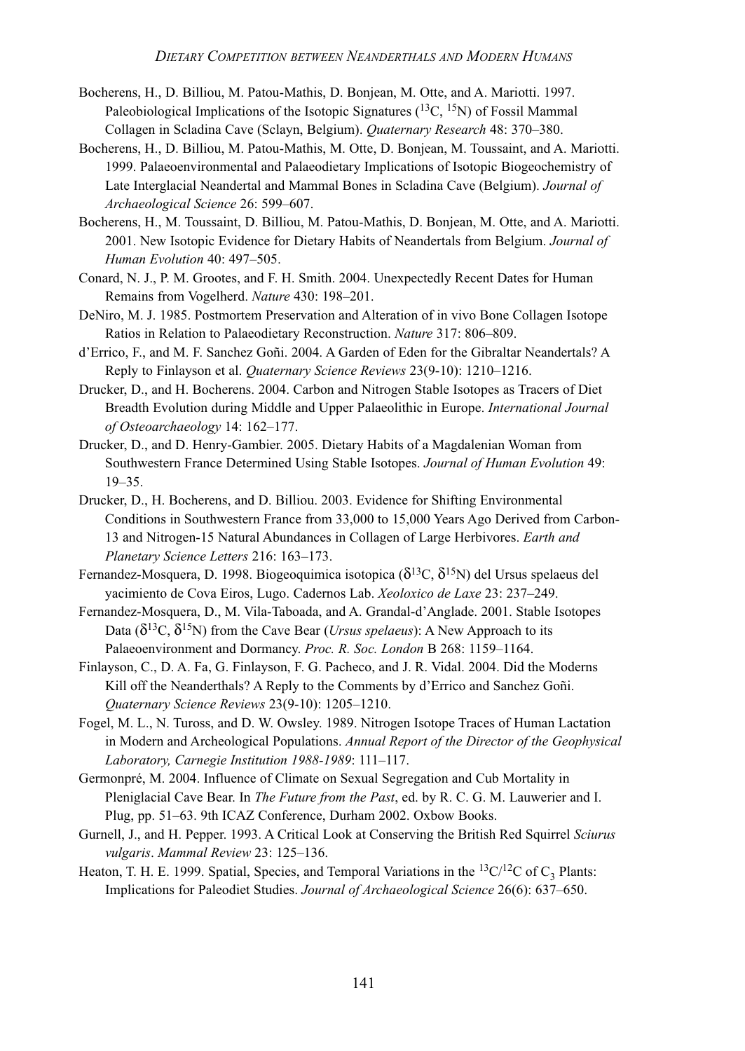Bocherens, H., D. Billiou, M. Patou-Mathis, D. Bonjean, M. Otte, and A. Mariotti. 1997. Paleobiological Implications of the Isotopic Signatures ($^{13}C$, $^{15}N$) of Fossil Mammal Collagen in Scladina Cave (Sclayn, Belgium). *Quaternary Research* 48: 370–380.

Bocherens, H., D. Billiou, M. Patou-Mathis, M. Otte, D. Bonjean, M. Toussaint, and A. Mariotti. 1999. Palaeoenvironmental and Palaeodietary Implications of Isotopic Biogeochemistry of Late Interglacial Neandertal and Mammal Bones in Scladina Cave (Belgium). *Journal of Archaeological Science* 26: 599–607.

Bocherens, H., M. Toussaint, D. Billiou, M. Patou-Mathis, D. Bonjean, M. Otte, and A. Mariotti. 2001. New Isotopic Evidence for Dietary Habits of Neandertals from Belgium. *Journal of Human Evolution* 40: 497–505.

Conard, N. J., P. M. Grootes, and F. H. Smith. 2004. Unexpectedly Recent Dates for Human Remains from Vogelherd. *Nature* 430: 198–201.

DeNiro, M. J. 1985. Postmortem Preservation and Alteration of in vivo Bone Collagen Isotope Ratios in Relation to Palaeodietary Reconstruction. *Nature* 317: 806–809.

d'Errico, F., and M. F. Sanchez Goñi. 2004. A Garden of Eden for the Gibraltar Neandertals? A Reply to Finlayson et al. *Quaternary Science Reviews* 23(9-10): 1210–1216.

Drucker, D., and H. Bocherens. 2004. Carbon and Nitrogen Stable Isotopes as Tracers of Diet Breadth Evolution during Middle and Upper Palaeolithic in Europe. *International Journal of Osteoarchaeology* 14: 162–177.

Drucker, D., and D. Henry-Gambier. 2005. Dietary Habits of a Magdalenian Woman from Southwestern France Determined Using Stable Isotopes. *Journal of Human Evolution* 49: 19–35.

Drucker, D., H. Bocherens, and D. Billiou. 2003. Evidence for Shifting Environmental Conditions in Southwestern France from 33,000 to 15,000 Years Ago Derived from Carbon-13 and Nitrogen-15 Natural Abundances in Collagen of Large Herbivores. *Earth and Planetary Science Letters* 216: 163–173.

Fernandez-Mosquera, D. 1998. Biogeoquimica isotopica ($\delta^{13}C$, $\delta^{15}N$) del Ursus spelaeus del yacimiento de Cova Eiros, Lugo. Cadernos Lab. *Xeoloxico de Laxe* 23: 237–249.

Fernandez-Mosquera, D., M. Vila-Taboada, and A. Grandal-d'Anglade. 2001. Stable Isotopes Data ($\delta^{13}C$, $\delta^{15}N$) from the Cave Bear (*Ursus spelaeus*): A New Approach to its Palaeoenvironment and Dormancy. *Proc. R. Soc. London* B 268: 1159–1164.

Finlayson, C., D. A. Fa, G. Finlayson, F. G. Pacheco, and J. R. Vidal. 2004. Did the Moderns Kill off the Neanderthals? A Reply to the Comments by d'Errico and Sanchez Goñi. *Quaternary Science Reviews* 23(9-10): 1205–1210.

Fogel, M. L., N. Tuross, and D. W. Owsley. 1989. Nitrogen Isotope Traces of Human Lactation in Modern and Archeological Populations. *Annual Report of the Director of the Geophysical Laboratory, Carnegie Institution 1988-1989*: 111–117.

Germonpré, M. 2004. Influence of Climate on Sexual Segregation and Cub Mortality in Pleniglacial Cave Bear. In *The Future from the Past*, ed. by R. C. G. M. Lauwerier and I. Plug, pp. 51–63. 9th ICAZ Conference, Durham 2002. Oxbow Books.

Gurnell, J., and H. Pepper. 1993. A Critical Look at Conserving the British Red Squirrel *Sciurus vulgaris*. *Mammal Review* 23: 125–136.

Heaton, T. H. E. 1999. Spatial, Species, and Temporal Variations in the $^{13}C/^{12}C$ of $C_3$ Plants: Implications for Paleodiet Studies. *Journal of Archaeological Science* 26(6): 637–650.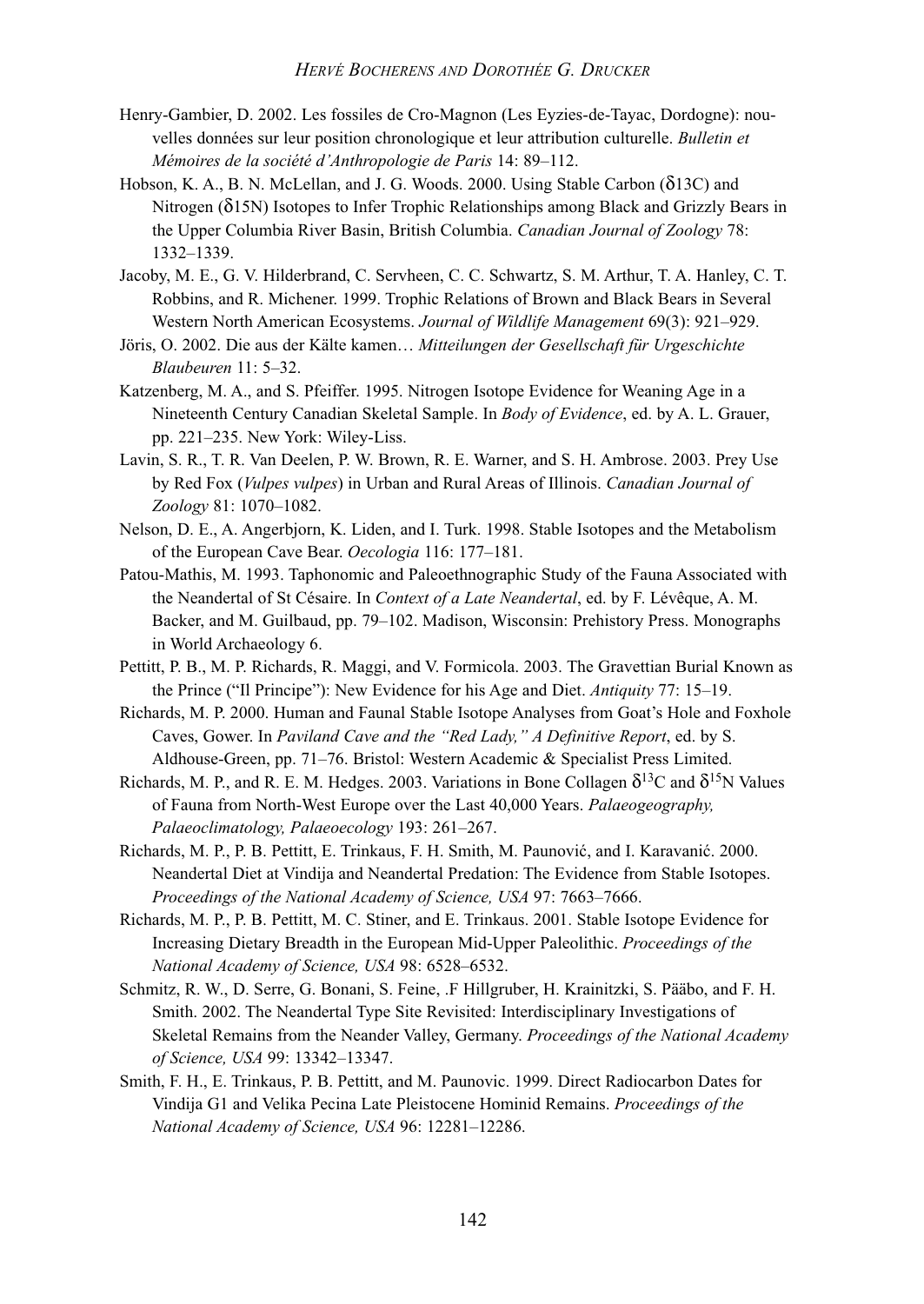Henry-Gambier, D. 2002. Les fossiles de Cro-Magnon (Les Eyzies-de-Tayac, Dordogne): nouvelles données sur leur position chronologique et leur attribution culturelle. *Bulletin et Mémoires de la société d'Anthropologie de Paris* 14: 89–112.

Hobson, K. A., B. N. McLellan, and J. G. Woods. 2000. Using Stable Carbon (δ13C) and Nitrogen (δ15N) Isotopes to Infer Trophic Relationships among Black and Grizzly Bears in the Upper Columbia River Basin, British Columbia. *Canadian Journal of Zoology* 78: 1332–1339.

Jacoby, M. E., G. V. Hilderbrand, C. Servheen, C. C. Schwartz, S. M. Arthur, T. A. Hanley, C. T. Robbins, and R. Michener. 1999. Trophic Relations of Brown and Black Bears in Several Western North American Ecosystems. *Journal of Wildlife Management* 69(3): 921–929.

Jöris, O. 2002. Die aus der Kälte kamen… *Mitteilungen der Gesellschaft für Urgeschichte Blaubeuren* 11: 5–32.

Katzenberg, M. A., and S. Pfeiffer. 1995. Nitrogen Isotope Evidence for Weaning Age in a Nineteenth Century Canadian Skeletal Sample. In *Body of Evidence*, ed. by A. L. Grauer, pp. 221–235. New York: Wiley-Liss.

Lavin, S. R., T. R. Van Deelen, P. W. Brown, R. E. Warner, and S. H. Ambrose. 2003. Prey Use by Red Fox (*Vulpes vulpes*) in Urban and Rural Areas of Illinois. *Canadian Journal of Zoology* 81: 1070–1082.

Nelson, D. E., A. Angerbjorn, K. Liden, and I. Turk. 1998. Stable Isotopes and the Metabolism of the European Cave Bear. *Oecologia* 116: 177–181.

Patou-Mathis, M. 1993. Taphonomic and Paleoethnographic Study of the Fauna Associated with the Neandertal of St Césaire. In *Context of a Late Neandertal*, ed. by F. Lévêque, A. M. Backer, and M. Guilbaud, pp. 79–102. Madison, Wisconsin: Prehistory Press. Monographs in World Archaeology 6.

Pettitt, P. B., M. P. Richards, R. Maggi, and V. Formicola. 2003. The Gravettian Burial Known as the Prince ("Il Principe"): New Evidence for his Age and Diet. *Antiquity* 77: 15–19.

Richards, M. P. 2000. Human and Faunal Stable Isotope Analyses from Goat's Hole and Foxhole Caves, Gower. In *Paviland Cave and the "Red Lady," A Definitive Report*, ed. by S. Aldhouse-Green, pp. 71–76. Bristol: Western Academic & Specialist Press Limited.

Richards, M. P., and R. E. M. Hedges. 2003. Variations in Bone Collagen $\delta^{13}$C and $\delta^{15}$N Values of Fauna from North-West Europe over the Last 40,000 Years. *Palaeogeography, Palaeoclimatology, Palaeoecology* 193: 261–267.

Richards, M. P., P. B. Pettitt, E. Trinkaus, F. H. Smith, M. Paunović, and I. Karavanić. 2000. Neandertal Diet at Vindija and Neandertal Predation: The Evidence from Stable Isotopes. *Proceedings of the National Academy of Science, USA* 97: 7663–7666.

Richards, M. P., P. B. Pettitt, M. C. Stiner, and E. Trinkaus. 2001. Stable Isotope Evidence for Increasing Dietary Breadth in the European Mid-Upper Paleolithic. *Proceedings of the National Academy of Science, USA* 98: 6528–6532.

Schmitz, R. W., D. Serre, G. Bonani, S. Feine, .F Hillgruber, H. Krainitzki, S. Pääbo, and F. H. Smith. 2002. The Neandertal Type Site Revisited: Interdisciplinary Investigations of Skeletal Remains from the Neander Valley, Germany. *Proceedings of the National Academy of Science, USA* 99: 13342–13347.

Smith, F. H., E. Trinkaus, P. B. Pettitt, and M. Paunovic. 1999. Direct Radiocarbon Dates for Vindija G1 and Velika Pecina Late Pleistocene Hominid Remains. *Proceedings of the National Academy of Science, USA* 96: 12281–12286.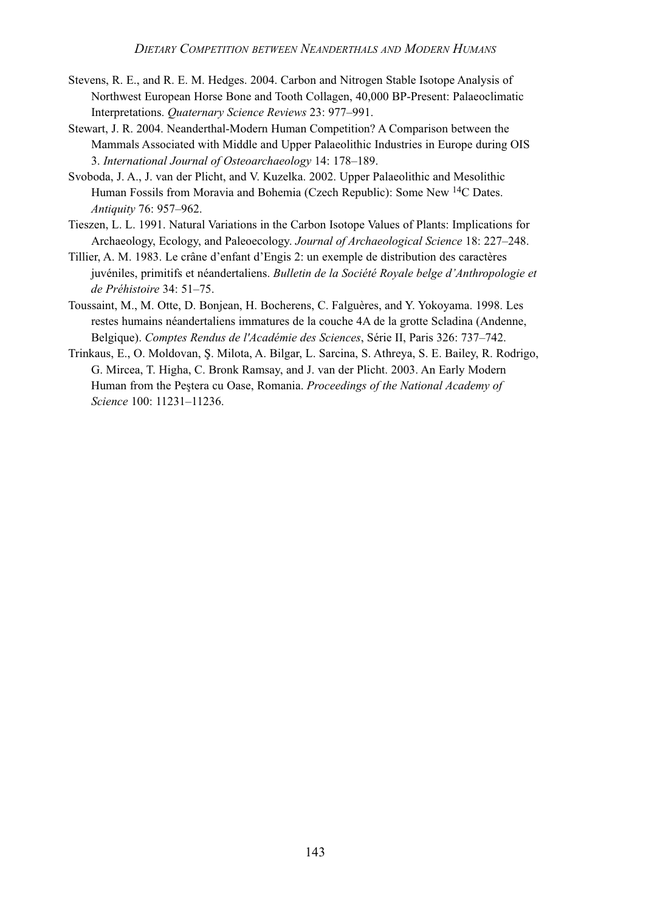Stevens, R. E., and R. E. M. Hedges. 2004. Carbon and Nitrogen Stable Isotope Analysis of Northwest European Horse Bone and Tooth Collagen, 40,000 BP-Present: Palaeoclimatic Interpretations. *Quaternary Science Reviews* 23: 977–991.

Stewart, J. R. 2004. Neanderthal-Modern Human Competition? A Comparison between the Mammals Associated with Middle and Upper Palaeolithic Industries in Europe during OIS 3. *International Journal of Osteoarchaeology* 14: 178–189.

Svoboda, J. A., J. van der Plicht, and V. Kuzelka. 2002. Upper Palaeolithic and Mesolithic Human Fossils from Moravia and Bohemia (Czech Republic): Some New $^{14}$C Dates. *Antiquity* 76: 957–962.

Tieszen, L. L. 1991. Natural Variations in the Carbon Isotope Values of Plants: Implications for Archaeology, Ecology, and Paleoecology. *Journal of Archaeological Science* 18: 227–248.

Tillier, A. M. 1983. Le crâne d'enfant d'Engis 2: un exemple de distribution des caractères juvéniles, primitifs et néandertaliens. *Bulletin de la Société Royale belge d'Anthropologie et de Préhistoire* 34: 51–75.

Toussaint, M., M. Otte, D. Bonjean, H. Bocherens, C. Falguères, and Y. Yokoyama. 1998. Les restes humains néandertaliens immatures de la couche 4A de la grotte Scladina (Andenne, Belgique). *Comptes Rendus de l'Académie des Sciences*, Série II, Paris 326: 737–742.

Trinkaus, E., O. Moldovan, Ş. Milota, A. Bilgar, L. Sarcina, S. Athreya, S. E. Bailey, R. Rodrigo, G. Mircea, T. Higha, C. Bronk Ramsay, and J. van der Plicht. 2003. An Early Modern Human from the Peştera cu Oase, Romania. *Proceedings of the National Academy of Science* 100: 11231–11236.